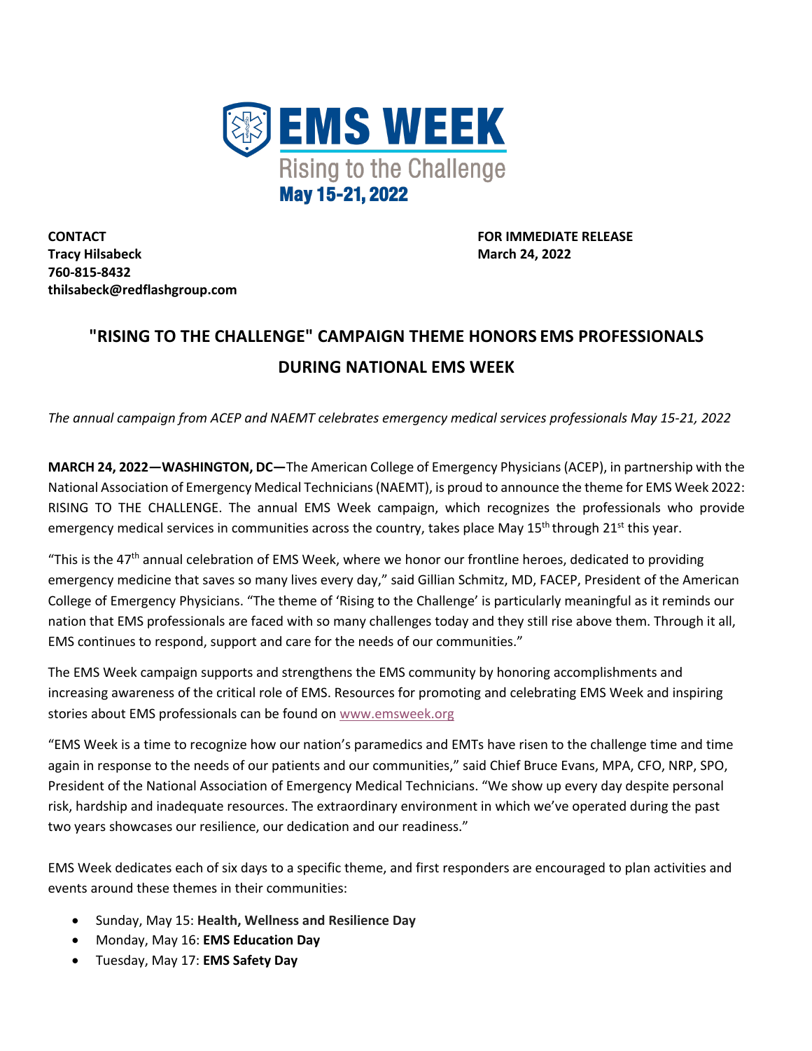# EMS WEEK

Rising to the Challenge

May 15-21, 2022

**CONTACT**
**Tracy Hilsabeck**
**760-815-8432**
**thilsabeck@redflashgroup.com**

**FOR IMMEDIATE RELEASE**
**March 24, 2022**

## "RISING TO THE CHALLENGE" CAMPAIGN THEME HONORS EMS PROFESSIONALS DURING NATIONAL EMS WEEK

*The annual campaign from ACEP and NAEMT celebrates emergency medical services professionals May 15-21, 2022*

**MARCH 24, 2022—WASHINGTON, DC—**The American College of Emergency Physicians (ACEP), in partnership with the National Association of Emergency Medical Technicians (NAEMT), is proud to announce the theme for EMS Week 2022: RISING TO THE CHALLENGE. The annual EMS Week campaign, which recognizes the professionals who provide emergency medical services in communities across the country, takes place May 15th through 21st this year.

"This is the 47th annual celebration of EMS Week, where we honor our frontline heroes, dedicated to providing emergency medicine that saves so many lives every day," said Gillian Schmitz, MD, FACEP, President of the American College of Emergency Physicians. "The theme of 'Rising to the Challenge' is particularly meaningful as it reminds our nation that EMS professionals are faced with so many challenges today and they still rise above them. Through it all, EMS continues to respond, support and care for the needs of our communities."

The EMS Week campaign supports and strengthens the EMS community by honoring accomplishments and increasing awareness of the critical role of EMS. Resources for promoting and celebrating EMS Week and inspiring stories about EMS professionals can be found on www.emsweek.org

"EMS Week is a time to recognize how our nation's paramedics and EMTs have risen to the challenge time and time again in response to the needs of our patients and our communities," said Chief Bruce Evans, MPA, CFO, NRP, SPO, President of the National Association of Emergency Medical Technicians. "We show up every day despite personal risk, hardship and inadequate resources. The extraordinary environment in which we've operated during the past two years showcases our resilience, our dedication and our readiness."

EMS Week dedicates each of six days to a specific theme, and first responders are encouraged to plan activities and events around these themes in their communities:

- Sunday, May 15: **Health, Wellness and Resilience Day**
- Monday, May 16: **EMS Education Day**
- Tuesday, May 17: **EMS Safety Day**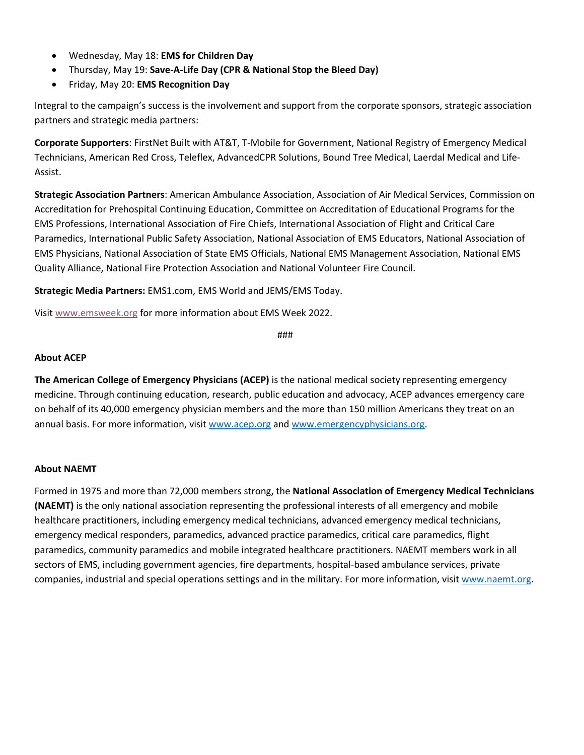- Wednesday, May 18: **EMS for Children Day**
- Thursday, May 19: **Save-A-Life Day (CPR & National Stop the Bleed Day)**
- Friday, May 20: **EMS Recognition Day**

Integral to the campaign's success is the involvement and support from the corporate sponsors, strategic association partners and strategic media partners:

**Corporate Supporters**: FirstNet Built with AT&T, T-Mobile for Government, National Registry of Emergency Medical Technicians, American Red Cross, Teleflex, AdvancedCPR Solutions, Bound Tree Medical, Laerdal Medical and Life-Assist.

**Strategic Association Partners**: American Ambulance Association, Association of Air Medical Services, Commission on Accreditation for Prehospital Continuing Education, Committee on Accreditation of Educational Programs for the EMS Professions, International Association of Fire Chiefs, International Association of Flight and Critical Care Paramedics, International Public Safety Association, National Association of EMS Educators, National Association of EMS Physicians, National Association of State EMS Officials, National EMS Management Association, National EMS Quality Alliance, National Fire Protection Association and National Volunteer Fire Council.

**Strategic Media Partners:** EMS1.com, EMS World and JEMS/EMS Today.

Visit www.emsweek.org for more information about EMS Week 2022.

###

**About ACEP**

**The American College of Emergency Physicians (ACEP)** is the national medical society representing emergency medicine. Through continuing education, research, public education and advocacy, ACEP advances emergency care on behalf of its 40,000 emergency physician members and the more than 150 million Americans they treat on an annual basis. For more information, visit www.acep.org and www.emergencyphysicians.org.

**About NAEMT**

Formed in 1975 and more than 72,000 members strong, the **National Association of Emergency Medical Technicians (NAEMT)** is the only national association representing the professional interests of all emergency and mobile healthcare practitioners, including emergency medical technicians, advanced emergency medical technicians, emergency medical responders, paramedics, advanced practice paramedics, critical care paramedics, flight paramedics, community paramedics and mobile integrated healthcare practitioners. NAEMT members work in all sectors of EMS, including government agencies, fire departments, hospital-based ambulance services, private companies, industrial and special operations settings and in the military. For more information, visit www.naemt.org.